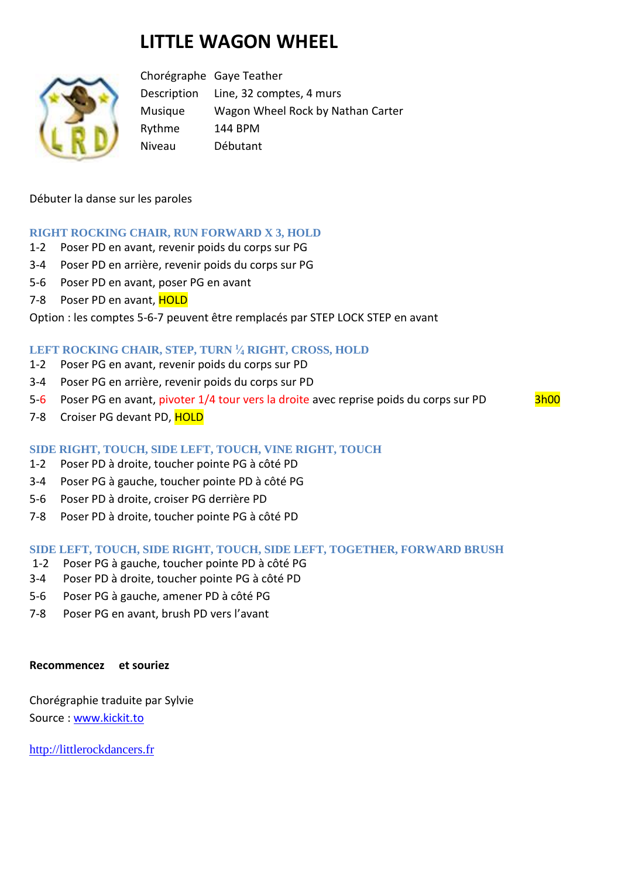# LITTLE WAGON WHEEL

| | |
|---|---|
| Chorégraphe | Gaye Teather |
| Description | Line, 32 comptes, 4 murs |
| Musique | Wagon Wheel Rock by Nathan Carter |
| Rythme | 144 BPM |
| Niveau | Débutant |

Débuter la danse sur les paroles

### RIGHT ROCKING CHAIR, RUN FORWARD X 3, HOLD

1-2 Poser PD en avant, revenir poids du corps sur PG
3-4 Poser PD en arrière, revenir poids du corps sur PG
5-6 Poser PD en avant, poser PG en avant
7-8 Poser PD en avant, HOLD
Option : les comptes 5-6-7 peuvent être remplacés par STEP LOCK STEP en avant

### LEFT ROCKING CHAIR, STEP, TURN ¼ RIGHT, CROSS, HOLD

1-2 Poser PG en avant, revenir poids du corps sur PD
3-4 Poser PG en arrière, revenir poids du corps sur PD
5-6 Poser PG en avant, pivoter 1/4 tour vers la droite avec reprise poids du corps sur PD 3h00
7-8 Croiser PG devant PD, HOLD

### SIDE RIGHT, TOUCH, SIDE LEFT, TOUCH, VINE RIGHT, TOUCH

1-2 Poser PD à droite, toucher pointe PG à côté PD
3-4 Poser PG à gauche, toucher pointe PD à côté PG
5-6 Poser PD à droite, croiser PG derrière PD
7-8 Poser PD à droite, toucher pointe PG à côté PD

### SIDE LEFT, TOUCH, SIDE RIGHT, TOUCH, SIDE LEFT, TOGETHER, FORWARD BRUSH

1-2 Poser PG à gauche, toucher pointe PD à côté PG
3-4 Poser PD à droite, toucher pointe PG à côté PD
5-6 Poser PG à gauche, amener PD à côté PG
7-8 Poser PG en avant, brush PD vers l'avant

**Recommencez et souriez**

Chorégraphie traduite par Sylvie
Source : www.kickit.to

http://littlerockdancers.fr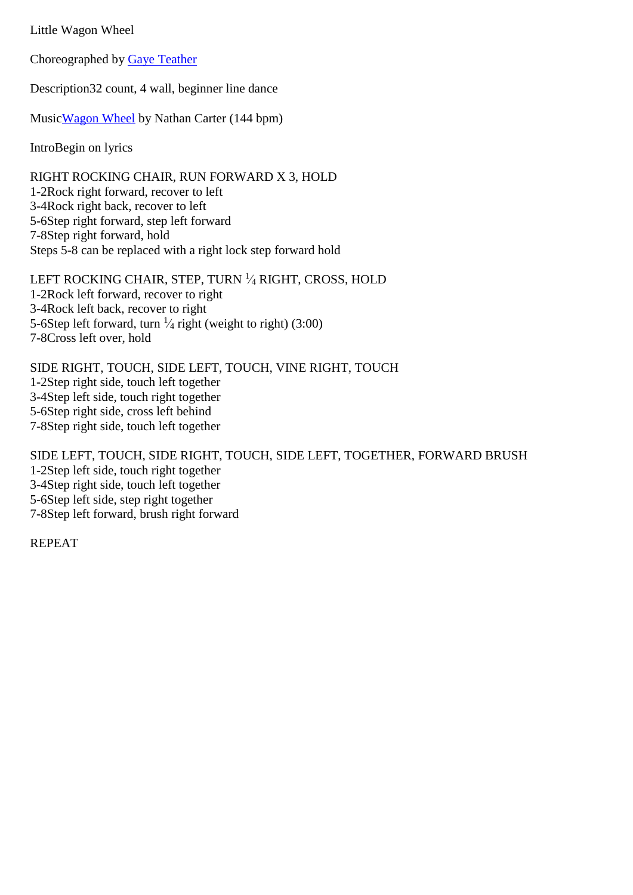Little Wagon Wheel

Choreographed by Gaye Teather

Description32 count, 4 wall, beginner line dance

MusicWagon Wheel by Nathan Carter (144 bpm)

IntroBegin on lyrics

RIGHT ROCKING CHAIR, RUN FORWARD X 3, HOLD
1-2Rock right forward, recover to left
3-4Rock right back, recover to left
5-6Step right forward, step left forward
7-8Step right forward, hold
Steps 5-8 can be replaced with a right lock step forward hold

LEFT ROCKING CHAIR, STEP, TURN ¼ RIGHT, CROSS, HOLD
1-2Rock left forward, recover to right
3-4Rock left back, recover to right
5-6Step left forward, turn ¼ right (weight to right) (3:00)
7-8Cross left over, hold

SIDE RIGHT, TOUCH, SIDE LEFT, TOUCH, VINE RIGHT, TOUCH
1-2Step right side, touch left together
3-4Step left side, touch right together
5-6Step right side, cross left behind
7-8Step right side, touch left together

SIDE LEFT, TOUCH, SIDE RIGHT, TOUCH, SIDE LEFT, TOGETHER, FORWARD BRUSH
1-2Step left side, touch right together
3-4Step right side, touch left together
5-6Step left side, step right together
7-8Step left forward, brush right forward

REPEAT